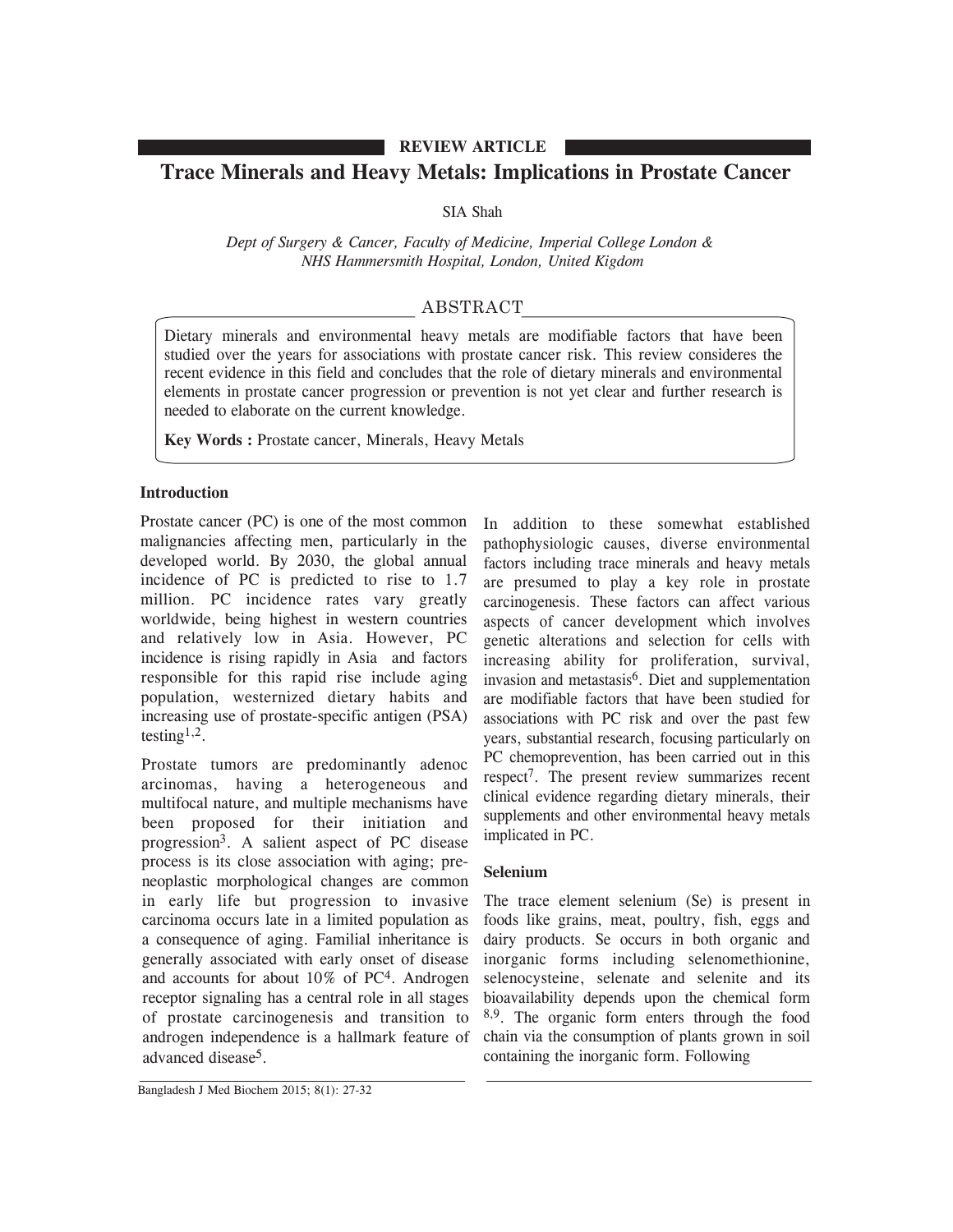REVIEW ARTICLE

# Trace Minerals and Heavy Metals: Implications in Prostate Cancer

SIA Shah

*Dept of Surgery & Cancer, Faculty of Medicine, Imperial College London & NHS Hammersmith Hospital, London, United Kigdom*

## ABSTRACT

Dietary minerals and environmental heavy metals are modifiable factors that have been studied over the years for associations with prostate cancer risk. This review consideres the recent evidence in this field and concludes that the role of dietary minerals and environmental elements in prostate cancer progression or prevention is not yet clear and further research is needed to elaborate on the current knowledge.

**Key Words :** Prostate cancer, Minerals, Heavy Metals

## Introduction

Prostate cancer (PC) is one of the most common malignancies affecting men, particularly in the developed world. By 2030, the global annual incidence of PC is predicted to rise to 1.7 million. PC incidence rates vary greatly worldwide, being highest in western countries and relatively low in Asia. However, PC incidence is rising rapidly in Asia and factors responsible for this rapid rise include aging population, westernized dietary habits and increasing use of prostate-specific antigen (PSA) testing[1,2].

Prostate tumors are predominantly adenoc arcinomas, having a heterogeneous and multifocal nature, and multiple mechanisms have been proposed for their initiation and progression[3]. A salient aspect of PC disease process is its close association with aging; pre-neoplastic morphological changes are common in early life but progression to invasive carcinoma occurs late in a limited population as a consequence of aging. Familial inheritance is generally associated with early onset of disease and accounts for about 10% of PC[4]. Androgen receptor signaling has a central role in all stages of prostate carcinogenesis and transition to androgen independence is a hallmark feature of advanced disease[5].

In addition to these somewhat established pathophysiologic causes, diverse environmental factors including trace minerals and heavy metals are presumed to play a key role in prostate carcinogenesis. These factors can affect various aspects of cancer development which involves genetic alterations and selection for cells with increasing ability for proliferation, survival, invasion and metastasis[6]. Diet and supplementation are modifiable factors that have been studied for associations with PC risk and over the past few years, substantial research, focusing particularly on PC chemoprevention, has been carried out in this respect[7]. The present review summarizes recent clinical evidence regarding dietary minerals, their supplements and other environmental heavy metals implicated in PC.

## Selenium

The trace element selenium (Se) is present in foods like grains, meat, poultry, fish, eggs and dairy products. Se occurs in both organic and inorganic forms including selenomethionine, selenocysteine, selenate and selenite and its bioavailability depends upon the chemical form [8,9]. The organic form enters through the food chain via the consumption of plants grown in soil containing the inorganic form. Following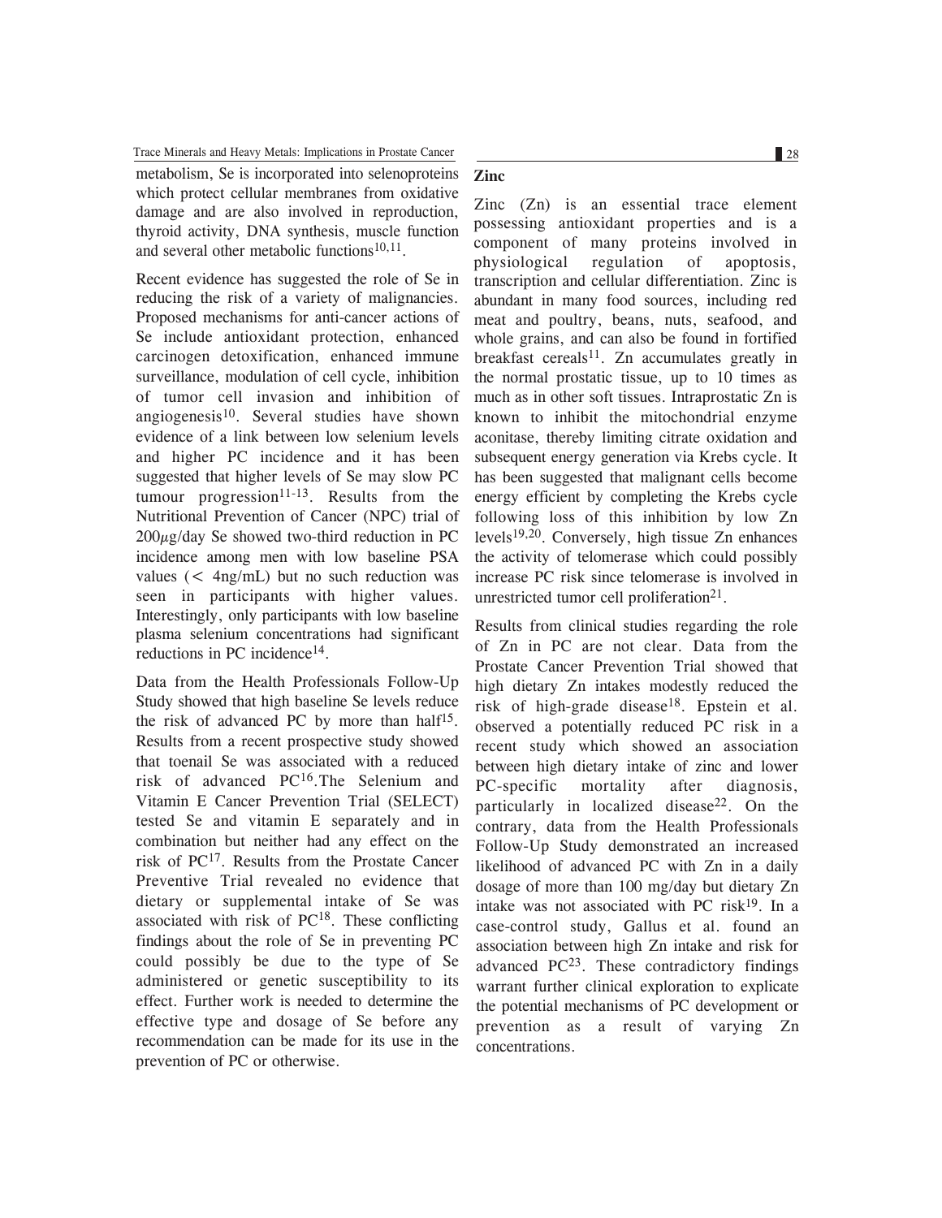metabolism, Se is incorporated into selenoproteins which protect cellular membranes from oxidative damage and are also involved in reproduction, thyroid activity, DNA synthesis, muscle function and several other metabolic functions[10,11].

Recent evidence has suggested the role of Se in reducing the risk of a variety of malignancies. Proposed mechanisms for anti-cancer actions of Se include antioxidant protection, enhanced carcinogen detoxification, enhanced immune surveillance, modulation of cell cycle, inhibition of tumor cell invasion and inhibition of angiogenesis[10]. Several studies have shown evidence of a link between low selenium levels and higher PC incidence and it has been suggested that higher levels of Se may slow PC tumour progression[11-13]. Results from the Nutritional Prevention of Cancer (NPC) trial of 200$\mu$g/day Se showed two-third reduction in PC incidence among men with low baseline PSA values ($<$ 4ng/mL) but no such reduction was seen in participants with higher values. Interestingly, only participants with low baseline plasma selenium concentrations had significant reductions in PC incidence[14].

Data from the Health Professionals Follow-Up Study showed that high baseline Se levels reduce the risk of advanced PC by more than half[15]. Results from a recent prospective study showed that toenail Se was associated with a reduced risk of advanced PC[16].The Selenium and Vitamin E Cancer Prevention Trial (SELECT) tested Se and vitamin E separately and in combination but neither had any effect on the risk of PC[17]. Results from the Prostate Cancer Preventive Trial revealed no evidence that dietary or supplemental intake of Se was associated with risk of PC[18]. These conflicting findings about the role of Se in preventing PC could possibly be due to the type of Se administered or genetic susceptibility to its effect. Further work is needed to determine the effective type and dosage of Se before any recommendation can be made for its use in the prevention of PC or otherwise.

## Zinc

Zinc (Zn) is an essential trace element possessing antioxidant properties and is a component of many proteins involved in physiological regulation of apoptosis, transcription and cellular differentiation. Zinc is abundant in many food sources, including red meat and poultry, beans, nuts, seafood, and whole grains, and can also be found in fortified breakfast cereals[11]. Zn accumulates greatly in the normal prostatic tissue, up to 10 times as much as in other soft tissues. Intraprostatic Zn is known to inhibit the mitochondrial enzyme aconitase, thereby limiting citrate oxidation and subsequent energy generation via Krebs cycle. It has been suggested that malignant cells become energy efficient by completing the Krebs cycle following loss of this inhibition by low Zn levels[19,20]. Conversely, high tissue Zn enhances the activity of telomerase which could possibly increase PC risk since telomerase is involved in unrestricted tumor cell proliferation[21].

Results from clinical studies regarding the role of Zn in PC are not clear. Data from the Prostate Cancer Prevention Trial showed that high dietary Zn intakes modestly reduced the risk of high-grade disease[18]. Epstein et al. observed a potentially reduced PC risk in a recent study which showed an association between high dietary intake of zinc and lower PC-specific mortality after diagnosis, particularly in localized disease[22]. On the contrary, data from the Health Professionals Follow-Up Study demonstrated an increased likelihood of advanced PC with Zn in a daily dosage of more than 100 mg/day but dietary Zn intake was not associated with PC risk[19]. In a case-control study, Gallus et al. found an association between high Zn intake and risk for advanced PC[23]. These contradictory findings warrant further clinical exploration to explicate the potential mechanisms of PC development or prevention as a result of varying Zn concentrations.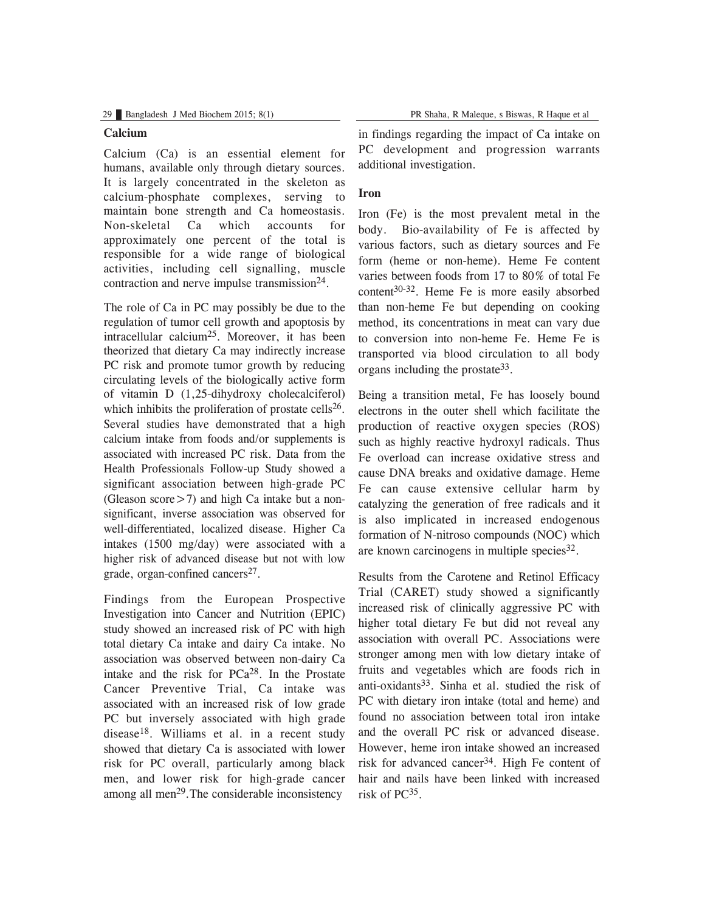### Calcium

Calcium (Ca) is an essential element for humans, available only through dietary sources. It is largely concentrated in the skeleton as calcium-phosphate complexes, serving to maintain bone strength and Ca homeostasis. Non-skeletal Ca which accounts for approximately one percent of the total is responsible for a wide range of biological activities, including cell signalling, muscle contraction and nerve impulse transmission[24].

The role of Ca in PC may possibly be due to the regulation of tumor cell growth and apoptosis by intracellular calcium[25]. Moreover, it has been theorized that dietary Ca may indirectly increase PC risk and promote tumor growth by reducing circulating levels of the biologically active form of vitamin D (1,25-dihydroxy cholecalciferol) which inhibits the proliferation of prostate cells[26]. Several studies have demonstrated that a high calcium intake from foods and/or supplements is associated with increased PC risk. Data from the Health Professionals Follow-up Study showed a significant association between high-grade PC (Gleason score$>$7) and high Ca intake but a non-significant, inverse association was observed for well-differentiated, localized disease. Higher Ca intakes (1500 mg/day) were associated with a higher risk of advanced disease but not with low grade, organ-confined cancers[27].

Findings from the European Prospective Investigation into Cancer and Nutrition (EPIC) study showed an increased risk of PC with high total dietary Ca intake and dairy Ca intake. No association was observed between non-dairy Ca intake and the risk for PCa[28]. In the Prostate Cancer Preventive Trial, Ca intake was associated with an increased risk of low grade PC but inversely associated with high grade disease[18]. Williams et al. in a recent study showed that dietary Ca is associated with lower risk for PC overall, particularly among black men, and lower risk for high-grade cancer among all men[29]. The considerable inconsistency in findings regarding the impact of Ca intake on PC development and progression warrants additional investigation.

### Iron

Iron (Fe) is the most prevalent metal in the body. Bio-availability of Fe is affected by various factors, such as dietary sources and Fe form (heme or non-heme). Heme Fe content varies between foods from 17 to 80% of total Fe content[30-32]. Heme Fe is more easily absorbed than non-heme Fe but depending on cooking method, its concentrations in meat can vary due to conversion into non-heme Fe. Heme Fe is transported via blood circulation to all body organs including the prostate[33].

Being a transition metal, Fe has loosely bound electrons in the outer shell which facilitate the production of reactive oxygen species (ROS) such as highly reactive hydroxyl radicals. Thus Fe overload can increase oxidative stress and cause DNA breaks and oxidative damage. Heme Fe can cause extensive cellular harm by catalyzing the generation of free radicals and it is also implicated in increased endogenous formation of N-nitroso compounds (NOC) which are known carcinogens in multiple species[32].

Results from the Carotene and Retinol Efficacy Trial (CARET) study showed a significantly increased risk of clinically aggressive PC with higher total dietary Fe but did not reveal any association with overall PC. Associations were stronger among men with low dietary intake of fruits and vegetables which are foods rich in anti-oxidants[33]. Sinha et al. studied the risk of PC with dietary iron intake (total and heme) and found no association between total iron intake and the overall PC risk or advanced disease. However, heme iron intake showed an increased risk for advanced cancer[34]. High Fe content of hair and nails have been linked with increased risk of PC[35].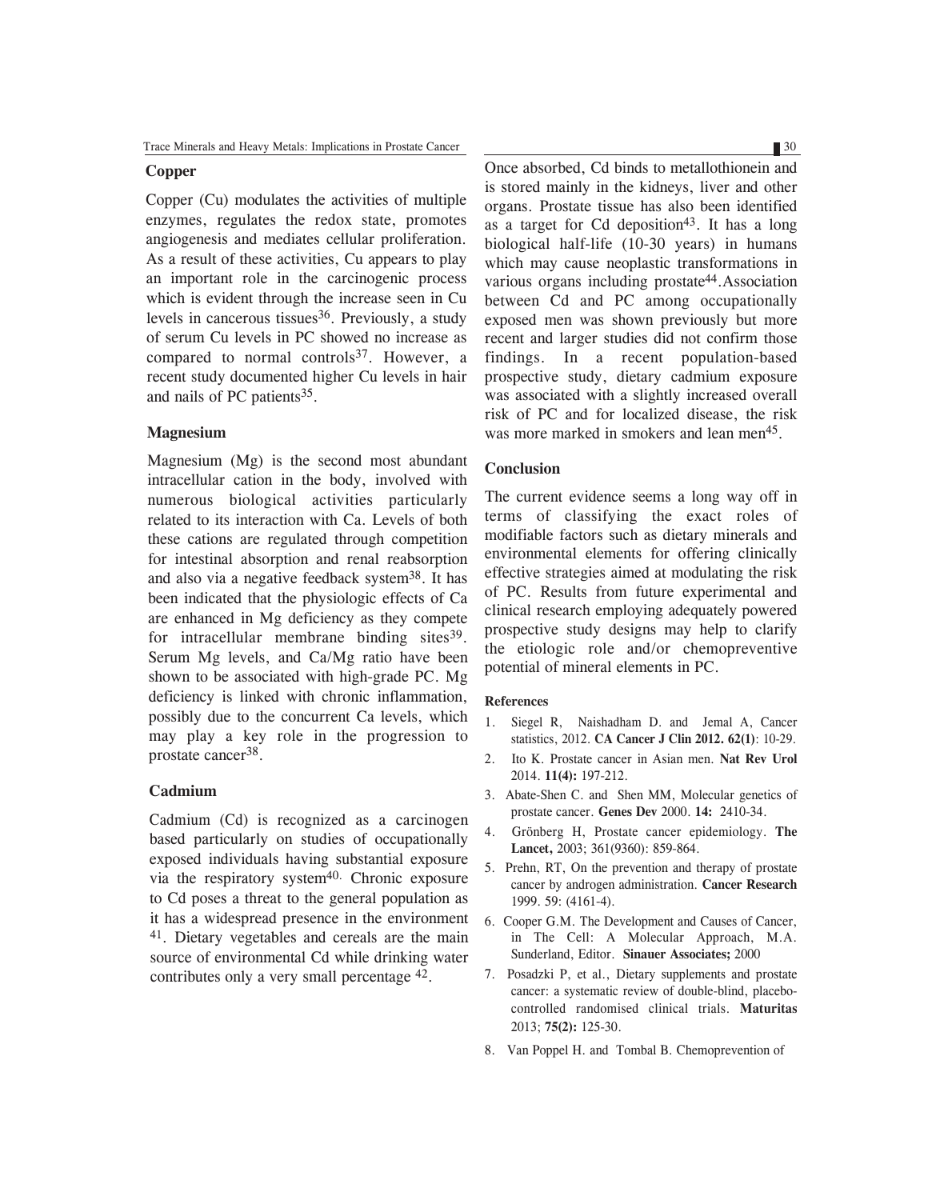### Copper

Copper (Cu) modulates the activities of multiple enzymes, regulates the redox state, promotes angiogenesis and mediates cellular proliferation. As a result of these activities, Cu appears to play an important role in the carcinogenic process which is evident through the increase seen in Cu levels in cancerous tissues[36]. Previously, a study of serum Cu levels in PC showed no increase as compared to normal controls[37]. However, a recent study documented higher Cu levels in hair and nails of PC patients[35].

### Magnesium

Magnesium (Mg) is the second most abundant intracellular cation in the body, involved with numerous biological activities particularly related to its interaction with Ca. Levels of both these cations are regulated through competition for intestinal absorption and renal reabsorption and also via a negative feedback system[38]. It has been indicated that the physiologic effects of Ca are enhanced in Mg deficiency as they compete for intracellular membrane binding sites[39]. Serum Mg levels, and Ca/Mg ratio have been shown to be associated with high-grade PC. Mg deficiency is linked with chronic inflammation, possibly due to the concurrent Ca levels, which may play a key role in the progression to prostate cancer[38].

### Cadmium

Cadmium (Cd) is recognized as a carcinogen based particularly on studies of occupationally exposed individuals having substantial exposure via the respiratory system[40]. Chronic exposure to Cd poses a threat to the general population as it has a widespread presence in the environment [41]. Dietary vegetables and cereals are the main source of environmental Cd while drinking water contributes only a very small percentage [42].

Once absorbed, Cd binds to metallothionein and is stored mainly in the kidneys, liver and other organs. Prostate tissue has also been identified as a target for Cd deposition[43]. It has a long biological half-life (10-30 years) in humans which may cause neoplastic transformations in various organs including prostate[44]. Association between Cd and PC among occupationally exposed men was shown previously but more recent and larger studies did not confirm those findings. In a recent population-based prospective study, dietary cadmium exposure was associated with a slightly increased overall risk of PC and for localized disease, the risk was more marked in smokers and lean men[45].

### Conclusion

The current evidence seems a long way off in terms of classifying the exact roles of modifiable factors such as dietary minerals and environmental elements for offering clinically effective strategies aimed at modulating the risk of PC. Results from future experimental and clinical research employing adequately powered prospective study designs may help to clarify the etiologic role and/or chemopreventive potential of mineral elements in PC.

#### References

1. Siegel R, Naishadham D. and Jemal A, Cancer statistics, 2012. **CA Cancer J Clin 2012. 62(1)**: 10-29.
2. Ito K. Prostate cancer in Asian men. **Nat Rev Urol** 2014. **11(4):** 197-212.
3. Abate-Shen C. and Shen MM, Molecular genetics of prostate cancer. **Genes Dev** 2000. **14:** 2410-34.
4. Grönberg H, Prostate cancer epidemiology. **The Lancet,** 2003; 361(9360): 859-864.
5. Prehn, RT, On the prevention and therapy of prostate cancer by androgen administration. **Cancer Research** 1999. 59: (4161-4).
6. Cooper G.M. The Development and Causes of Cancer, in The Cell: A Molecular Approach, M.A. Sunderland, Editor. **Sinauer Associates;** 2000
7. Posadzki P, et al., Dietary supplements and prostate cancer: a systematic review of double-blind, placebo-controlled randomised clinical trials. **Maturitas** 2013; **75(2):** 125-30.
8. Van Poppel H. and Tombal B. Chemoprevention of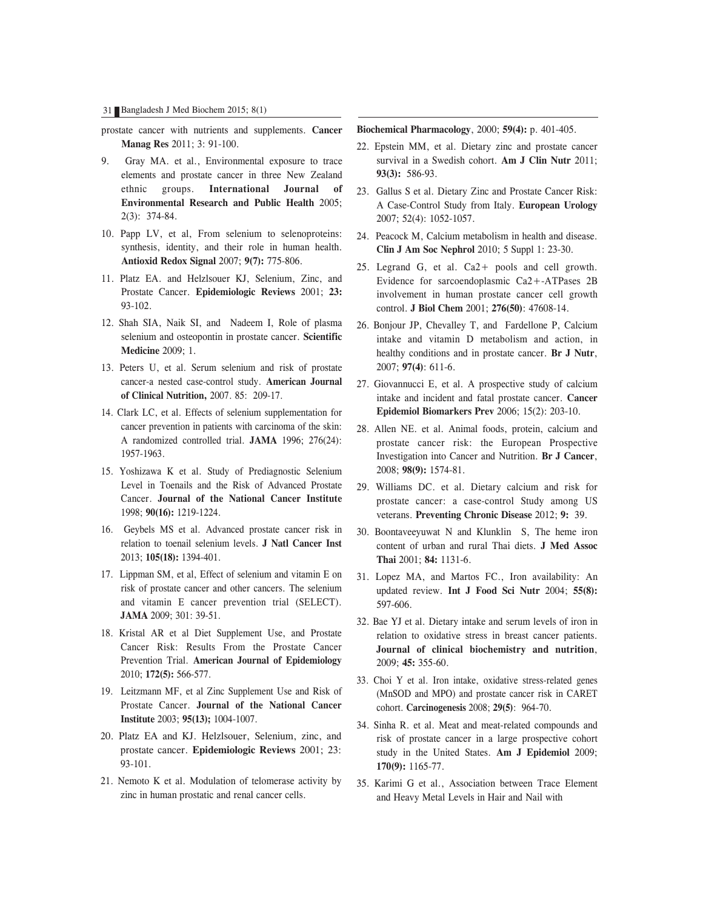prostate cancer with nutrients and supplements. **Cancer Manag Res** 2011; 3: 91-100.

9. Gray MA. et al., Environmental exposure to trace elements and prostate cancer in three New Zealand ethnic groups. **International Journal of Environmental Research and Public Health** 2005; 2(3): 374-84.

10. Papp LV, et al, From selenium to selenoproteins: synthesis, identity, and their role in human health. **Antioxid Redox Signal** 2007; **9(7):** 775-806.

11. Platz EA. and Helzlsouer KJ, Selenium, Zinc, and Prostate Cancer. **Epidemiologic Reviews** 2001; **23:** 93-102.

12. Shah SIA, Naik SI, and Nadeem I, Role of plasma selenium and osteopontin in prostate cancer. **Scientific Medicine** 2009; 1.

13. Peters U, et al. Serum selenium and risk of prostate cancer-a nested case-control study. **American Journal of Clinical Nutrition,** 2007. 85: 209-17.

14. Clark LC, et al. Effects of selenium supplementation for cancer prevention in patients with carcinoma of the skin: A randomized controlled trial. **JAMA** 1996; 276(24): 1957-1963.

15. Yoshizawa K et al. Study of Prediagnostic Selenium Level in Toenails and the Risk of Advanced Prostate Cancer. **Journal of the National Cancer Institute** 1998; **90(16):** 1219-1224.

16. Geybels MS et al. Advanced prostate cancer risk in relation to toenail selenium levels. **J Natl Cancer Inst** 2013; **105(18):** 1394-401.

17. Lippman SM, et al, Effect of selenium and vitamin E on risk of prostate cancer and other cancers. The selenium and vitamin E cancer prevention trial (SELECT). **JAMA** 2009; 301: 39-51.

18. Kristal AR et al Diet Supplement Use, and Prostate Cancer Risk: Results From the Prostate Cancer Prevention Trial. **American Journal of Epidemiology** 2010; **172(5):** 566-577.

19. Leitzmann MF, et al Zinc Supplement Use and Risk of Prostate Cancer. **Journal of the National Cancer Institute** 2003; **95(13);** 1004-1007.

20. Platz EA and KJ. Helzlsouer, Selenium, zinc, and prostate cancer. **Epidemiologic Reviews** 2001; 23: 93-101.

21. Nemoto K et al. Modulation of telomerase activity by zinc in human prostatic and renal cancer cells. **Biochemical Pharmacology**, 2000; **59(4):** p. 401-405.

22. Epstein MM, et al. Dietary zinc and prostate cancer survival in a Swedish cohort. **Am J Clin Nutr** 2011; **93(3):** 586-93.

23. Gallus S et al. Dietary Zinc and Prostate Cancer Risk: A Case-Control Study from Italy. **European Urology** 2007; 52(4): 1052-1057.

24. Peacock M, Calcium metabolism in health and disease. **Clin J Am Soc Nephrol** 2010; 5 Suppl 1: 23-30.

25. Legrand G, et al. Ca2+ pools and cell growth. Evidence for sarcoendoplasmic Ca2+-ATPases 2B involvement in human prostate cancer cell growth control. **J Biol Chem** 2001; **276(50)**: 47608-14.

26. Bonjour JP, Chevalley T, and Fardellone P, Calcium intake and vitamin D metabolism and action, in healthy conditions and in prostate cancer. **Br J Nutr**, 2007; **97(4)**: 611-6.

27. Giovannucci E, et al. A prospective study of calcium intake and incident and fatal prostate cancer. **Cancer Epidemiol Biomarkers Prev** 2006; 15(2): 203-10.

28. Allen NE. et al. Animal foods, protein, calcium and prostate cancer risk: the European Prospective Investigation into Cancer and Nutrition. **Br J Cancer**, 2008; **98(9):** 1574-81.

29. Williams DC. et al. Dietary calcium and risk for prostate cancer: a case-control Study among US veterans. **Preventing Chronic Disease** 2012; **9:** 39.

30. Boontaveeyuwat N and Klunklin S, The heme iron content of urban and rural Thai diets. **J Med Assoc Thai** 2001; **84:** 1131-6.

31. Lopez MA, and Martos FC., Iron availability: An updated review. **Int J Food Sci Nutr** 2004; **55(8):** 597-606.

32. Bae YJ et al. Dietary intake and serum levels of iron in relation to oxidative stress in breast cancer patients. **Journal of clinical biochemistry and nutrition**, 2009; **45:** 355-60.

33. Choi Y et al. Iron intake, oxidative stress-related genes (MnSOD and MPO) and prostate cancer risk in CARET cohort. **Carcinogenesis** 2008; **29(5)**: 964-70.

34. Sinha R. et al. Meat and meat-related compounds and risk of prostate cancer in a large prospective cohort study in the United States. **Am J Epidemiol** 2009; **170(9):** 1165-77.

35. Karimi G et al., Association between Trace Element and Heavy Metal Levels in Hair and Nail with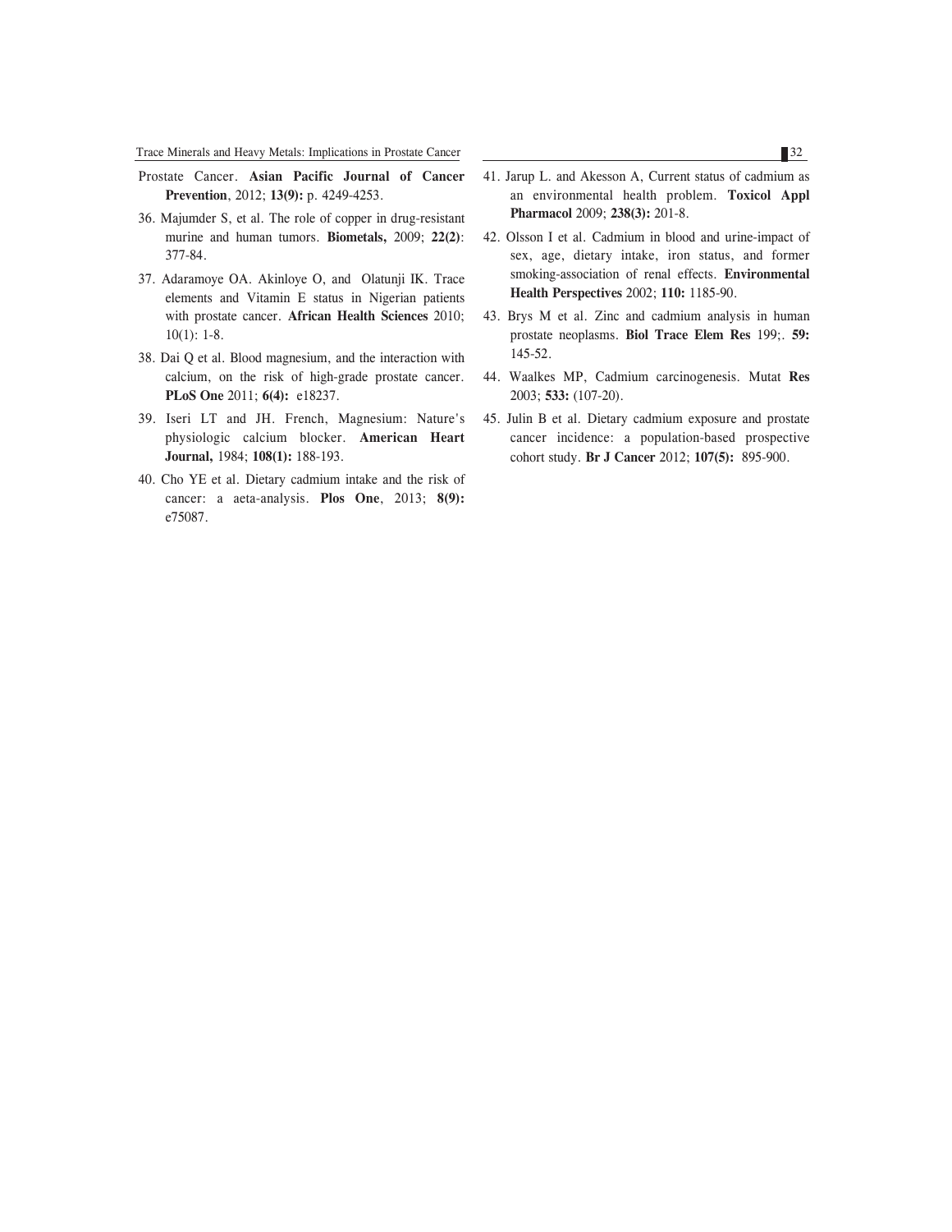Prostate Cancer. **Asian Pacific Journal of Cancer Prevention**, 2012; **13(9):** p. 4249-4253.

36. Majumder S, et al. The role of copper in drug-resistant murine and human tumors. **Biometals,** 2009; **22(2)**: 377-84.

37. Adaramoye OA. Akinloye O, and Olatunji IK. Trace elements and Vitamin E status in Nigerian patients with prostate cancer. **African Health Sciences** 2010; 10(1): 1-8.

38. Dai Q et al. Blood magnesium, and the interaction with calcium, on the risk of high-grade prostate cancer. **PLoS One** 2011; **6(4):** e18237.

39. Iseri LT and JH. French, Magnesium: Nature's physiologic calcium blocker. **American Heart Journal,** 1984; **108(1):** 188-193.

40. Cho YE et al. Dietary cadmium intake and the risk of cancer: a aeta-analysis. **Plos One**, 2013; **8(9):** e75087.

41. Jarup L. and Akesson A, Current status of cadmium as an environmental health problem. **Toxicol Appl Pharmacol** 2009; **238(3):** 201-8.

42. Olsson I et al. Cadmium in blood and urine-impact of sex, age, dietary intake, iron status, and former smoking-association of renal effects. **Environmental Health Perspectives** 2002; **110:** 1185-90.

43. Brys M et al. Zinc and cadmium analysis in human prostate neoplasms. **Biol Trace Elem Res** 199;. **59:** 145-52.

44. Waalkes MP, Cadmium carcinogenesis. Mutat **Res** 2003; **533:** (107-20).

45. Julin B et al. Dietary cadmium exposure and prostate cancer incidence: a population-based prospective cohort study. **Br J Cancer** 2012; **107(5):** 895-900.